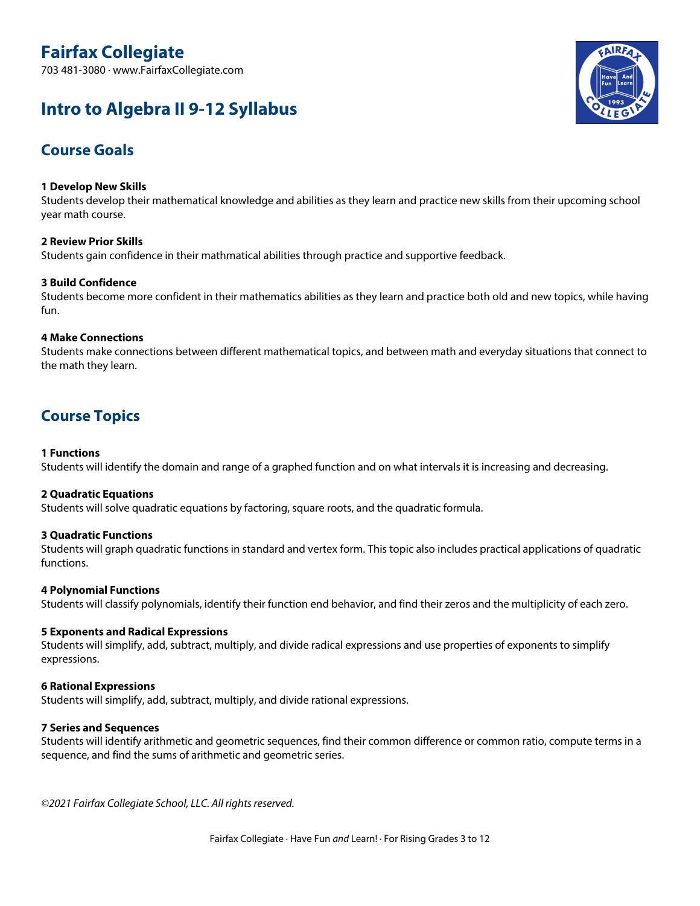# Fairfax Collegiate

703 481-3080 · www.FairfaxCollegiate.com

# Intro to Algebra II 9-12 Syllabus

## Course Goals

**1 Develop New Skills**
Students develop their mathematical knowledge and abilities as they learn and practice new skills from their upcoming school year math course.

**2 Review Prior Skills**
Students gain confidence in their mathmatical abilities through practice and supportive feedback.

**3 Build Confidence**
Students become more confident in their mathematics abilities as they learn and practice both old and new topics, while having fun.

**4 Make Connections**
Students make connections between different mathematical topics, and between math and everyday situations that connect to the math they learn.

## Course Topics

**1 Functions**
Students will identify the domain and range of a graphed function and on what intervals it is increasing and decreasing.

**2 Quadratic Equations**
Students will solve quadratic equations by factoring, square roots, and the quadratic formula.

**3 Quadratic Functions**
Students will graph quadratic functions in standard and vertex form. This topic also includes practical applications of quadratic functions.

**4 Polynomial Functions**
Students will classify polynomials, identify their function end behavior, and find their zeros and the multiplicity of each zero.

**5 Exponents and Radical Expressions**
Students will simplify, add, subtract, multiply, and divide radical expressions and use properties of exponents to simplify expressions.

**6 Rational Expressions**
Students will simplify, add, subtract, multiply, and divide rational expressions.

**7 Series and Sequences**
Students will identify arithmetic and geometric sequences, find their common difference or common ratio, compute terms in a sequence, and find the sums of arithmetic and geometric series.

*©2021 Fairfax Collegiate School, LLC. All rights reserved.*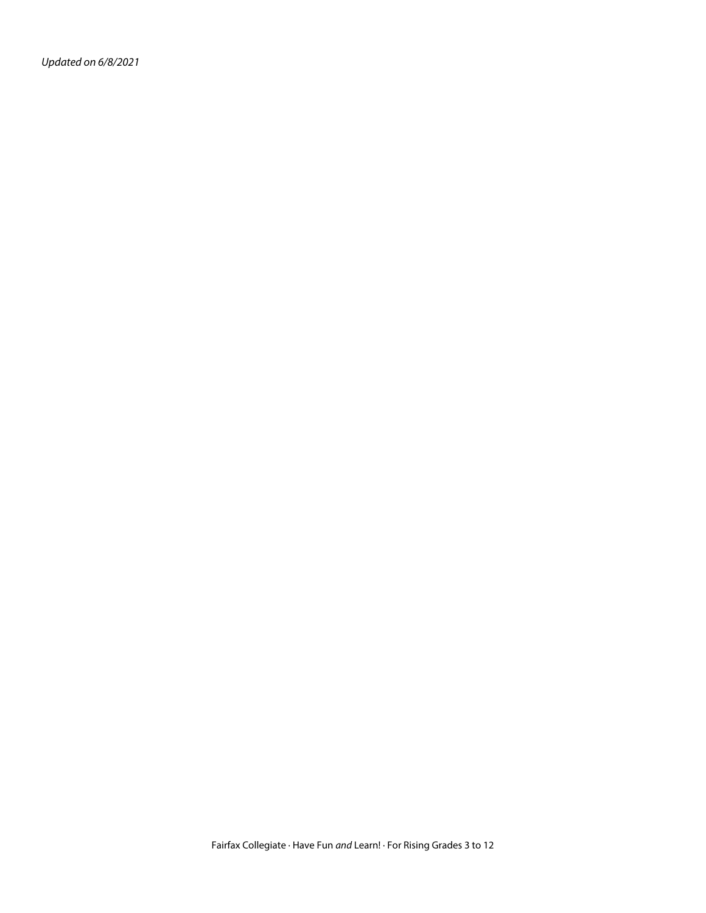*Updated on 6/8/2021*